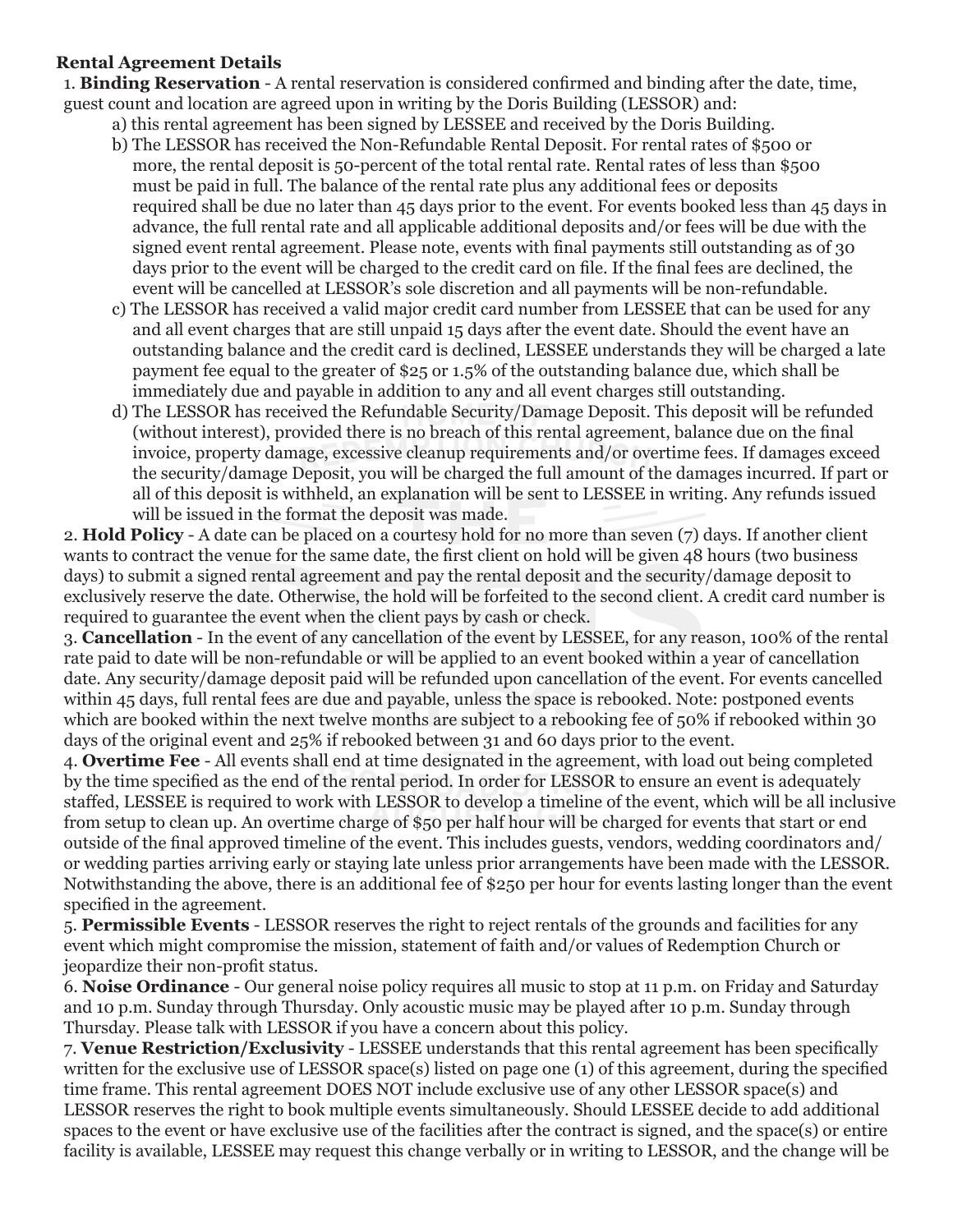**Rental Agreement Details**

1. **Binding Reservation** - A rental reservation is considered confirmed and binding after the date, time, guest count and location are agreed upon in writing by the Doris Building (LESSOR) and:
   a) this rental agreement has been signed by LESSEE and received by the Doris Building.
   b) The LESSOR has received the Non-Refundable Rental Deposit. For rental rates of $500 or more, the rental deposit is 50-percent of the total rental rate. Rental rates of less than $500 must be paid in full. The balance of the rental rate plus any additional fees or deposits required shall be due no later than 45 days prior to the event. For events booked less than 45 days in advance, the full rental rate and all applicable additional deposits and/or fees will be due with the signed event rental agreement. Please note, events with final payments still outstanding as of 30 days prior to the event will be charged to the credit card on file. If the final fees are declined, the event will be cancelled at LESSOR's sole discretion and all payments will be non-refundable.
   c) The LESSOR has received a valid major credit card number from LESSEE that can be used for any and all event charges that are still unpaid 15 days after the event date. Should the event have an outstanding balance and the credit card is declined, LESSEE understands they will be charged a late payment fee equal to the greater of $25 or 1.5% of the outstanding balance due, which shall be immediately due and payable in addition to any and all event charges still outstanding.
   d) The LESSOR has received the Refundable Security/Damage Deposit. This deposit will be refunded (without interest), provided there is no breach of this rental agreement, balance due on the final invoice, property damage, excessive cleanup requirements and/or overtime fees. If damages exceed the security/damage Deposit, you will be charged the full amount of the damages incurred. If part or all of this deposit is withheld, an explanation will be sent to LESSEE in writing. Any refunds issued will be issued in the format the deposit was made.

2. **Hold Policy** - A date can be placed on a courtesy hold for no more than seven (7) days. If another client wants to contract the venue for the same date, the first client on hold will be given 48 hours (two business days) to submit a signed rental agreement and pay the rental deposit and the security/damage deposit to exclusively reserve the date. Otherwise, the hold will be forfeited to the second client. A credit card number is required to guarantee the event when the client pays by cash or check.

3. **Cancellation** - In the event of any cancellation of the event by LESSEE, for any reason, 100% of the rental rate paid to date will be non-refundable or will be applied to an event booked within a year of cancellation date. Any security/damage deposit paid will be refunded upon cancellation of the event. For events cancelled within 45 days, full rental fees are due and payable, unless the space is rebooked. Note: postponed events which are booked within the next twelve months are subject to a rebooking fee of 50% if rebooked within 30 days of the original event and 25% if rebooked between 31 and 60 days prior to the event.

4. **Overtime Fee** - All events shall end at time designated in the agreement, with load out being completed by the time specified as the end of the rental period. In order for LESSOR to ensure an event is adequately staffed, LESSEE is required to work with LESSOR to develop a timeline of the event, which will be all inclusive from setup to clean up. An overtime charge of $50 per half hour will be charged for events that start or end outside of the final approved timeline of the event. This includes guests, vendors, wedding coordinators and/or wedding parties arriving early or staying late unless prior arrangements have been made with the LESSOR. Notwithstanding the above, there is an additional fee of $250 per hour for events lasting longer than the event specified in the agreement.

5. **Permissible Events** - LESSOR reserves the right to reject rentals of the grounds and facilities for any event which might compromise the mission, statement of faith and/or values of Redemption Church or jeopardize their non-profit status.

6. **Noise Ordinance** - Our general noise policy requires all music to stop at 11 p.m. on Friday and Saturday and 10 p.m. Sunday through Thursday. Only acoustic music may be played after 10 p.m. Sunday through Thursday. Please talk with LESSOR if you have a concern about this policy.

7. **Venue Restriction/Exclusivity** - LESSEE understands that this rental agreement has been specifically written for the exclusive use of LESSOR space(s) listed on page one (1) of this agreement, during the specified time frame. This rental agreement DOES NOT include exclusive use of any other LESSOR space(s) and LESSOR reserves the right to book multiple events simultaneously. Should LESSEE decide to add additional spaces to the event or have exclusive use of the facilities after the contract is signed, and the space(s) or entire facility is available, LESSEE may request this change verbally or in writing to LESSOR, and the change will be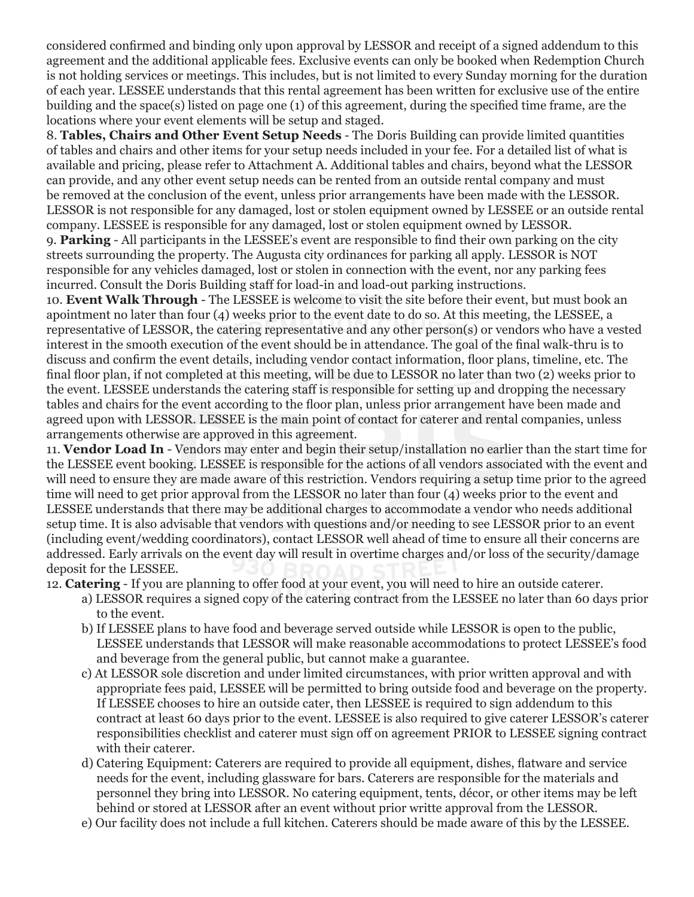considered confirmed and binding only upon approval by LESSOR and receipt of a signed addendum to this agreement and the additional applicable fees. Exclusive events can only be booked when Redemption Church is not holding services or meetings. This includes, but is not limited to every Sunday morning for the duration of each year. LESSEE understands that this rental agreement has been written for exclusive use of the entire building and the space(s) listed on page one (1) of this agreement, during the specified time frame, are the locations where your event elements will be setup and staged.

8. **Tables, Chairs and Other Event Setup Needs** - The Doris Building can provide limited quantities of tables and chairs and other items for your setup needs included in your fee. For a detailed list of what is available and pricing, please refer to Attachment A. Additional tables and chairs, beyond what the LESSOR can provide, and any other event setup needs can be rented from an outside rental company and must be removed at the conclusion of the event, unless prior arrangements have been made with the LESSOR. LESSOR is not responsible for any damaged, lost or stolen equipment owned by LESSEE or an outside rental company. LESSEE is responsible for any damaged, lost or stolen equipment owned by LESSOR.

9. **Parking** - All participants in the LESSEE's event are responsible to find their own parking on the city streets surrounding the property. The Augusta city ordinances for parking all apply. LESSOR is NOT responsible for any vehicles damaged, lost or stolen in connection with the event, nor any parking fees incurred. Consult the Doris Building staff for load-in and load-out parking instructions.

10. **Event Walk Through** - The LESSEE is welcome to visit the site before their event, but must book an apointment no later than four (4) weeks prior to the event date to do so. At this meeting, the LESSEE, a representative of LESSOR, the catering representative and any other person(s) or vendors who have a vested interest in the smooth execution of the event should be in attendance. The goal of the final walk-thru is to discuss and confirm the event details, including vendor contact information, floor plans, timeline, etc. The final floor plan, if not completed at this meeting, will be due to LESSOR no later than two (2) weeks prior to the event. LESSEE understands the catering staff is responsible for setting up and dropping the necessary tables and chairs for the event according to the floor plan, unless prior arrangement have been made and agreed upon with LESSOR. LESSEE is the main point of contact for caterer and rental companies, unless arrangements otherwise are approved in this agreement.

11. **Vendor Load In** - Vendors may enter and begin their setup/installation no earlier than the start time for the LESSEE event booking. LESSEE is responsible for the actions of all vendors associated with the event and will need to ensure they are made aware of this restriction. Vendors requiring a setup time prior to the agreed time will need to get prior approval from the LESSOR no later than four (4) weeks prior to the event and LESSEE understands that there may be additional charges to accommodate a vendor who needs additional setup time. It is also advisable that vendors with questions and/or needing to see LESSOR prior to an event (including event/wedding coordinators), contact LESSOR well ahead of time to ensure all their concerns are addressed. Early arrivals on the event day will result in overtime charges and/or loss of the security/damage deposit for the LESSEE.

12. **Catering** - If you are planning to offer food at your event, you will need to hire an outside caterer.
   a) LESSOR requires a signed copy of the catering contract from the LESSEE no later than 60 days prior to the event.
   b) If LESSEE plans to have food and beverage served outside while LESSOR is open to the public, LESSEE understands that LESSOR will make reasonable accommodations to protect LESSEE's food and beverage from the general public, but cannot make a guarantee.
   c) At LESSOR sole discretion and under limited circumstances, with prior written approval and with appropriate fees paid, LESSEE will be permitted to bring outside food and beverage on the property. If LESSEE chooses to hire an outside cater, then LESSEE is required to sign addendum to this contract at least 60 days prior to the event. LESSEE is also required to give caterer LESSOR's caterer responsibilities checklist and caterer must sign off on agreement PRIOR to LESSEE signing contract with their caterer.
   d) Catering Equipment: Caterers are required to provide all equipment, dishes, flatware and service needs for the event, including glassware for bars. Caterers are responsible for the materials and personnel they bring into LESSOR. No catering equipment, tents, décor, or other items may be left behind or stored at LESSOR after an event without prior writte approval from the LESSOR.
   e) Our facility does not include a full kitchen. Caterers should be made aware of this by the LESSEE.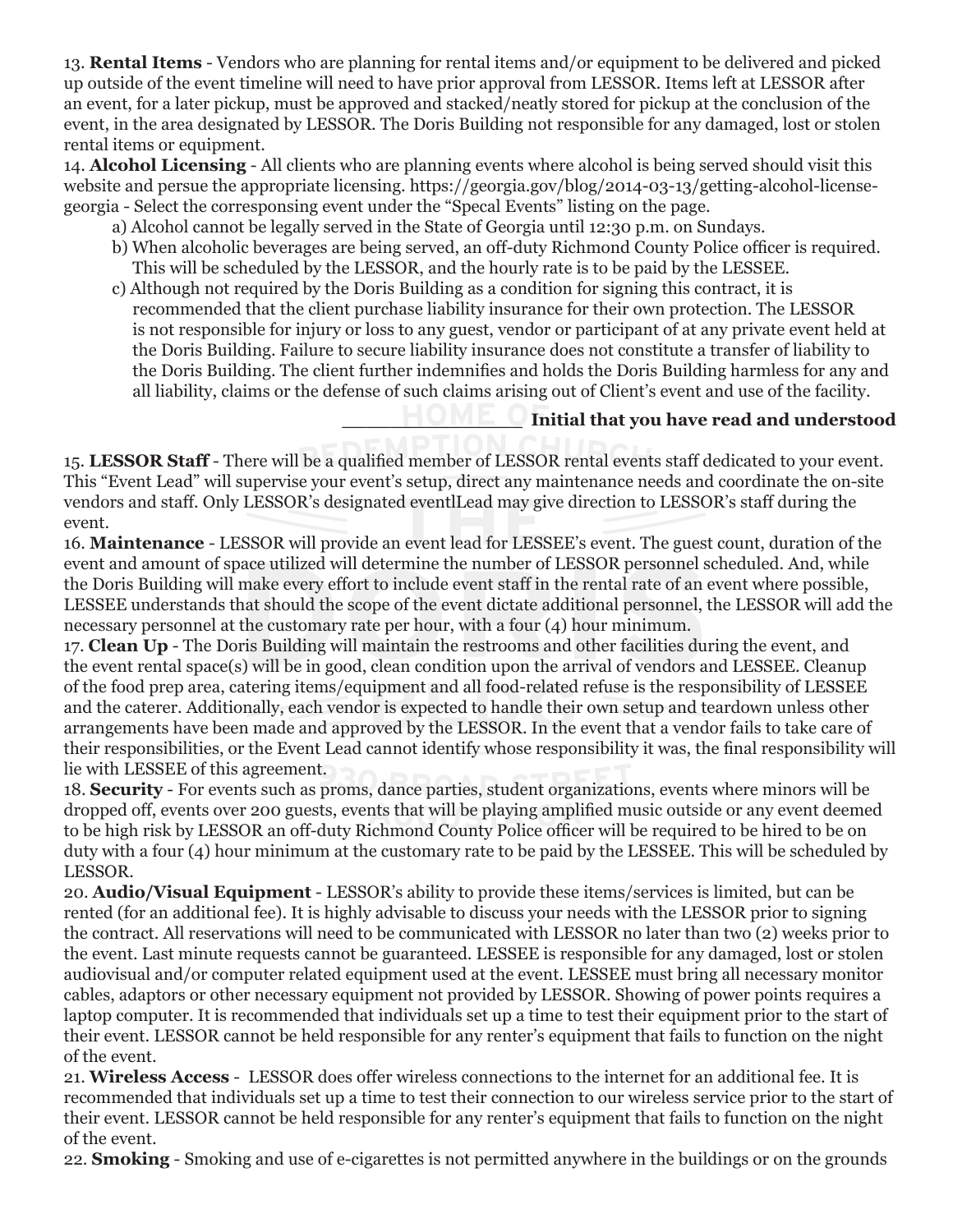13. **Rental Items** - Vendors who are planning for rental items and/or equipment to be delivered and picked up outside of the event timeline will need to have prior approval from LESSOR. Items left at LESSOR after an event, for a later pickup, must be approved and stacked/neatly stored for pickup at the conclusion of the event, in the area designated by LESSOR. The Doris Building not responsible for any damaged, lost or stolen rental items or equipment.

14. **Alcohol Licensing** - All clients who are planning events where alcohol is being served should visit this website and persue the appropriate licensing. https://georgia.gov/blog/2014-03-13/getting-alcohol-license-georgia - Select the corresponsing event under the "Specal Events" listing on the page.

a) Alcohol cannot be legally served in the State of Georgia until 12:30 p.m. on Sundays.

b) When alcoholic beverages are being served, an off-duty Richmond County Police officer is required. This will be scheduled by the LESSOR, and the hourly rate is to be paid by the LESSEE.

c) Although not required by the Doris Building as a condition for signing this contract, it is recommended that the client purchase liability insurance for their own protection. The LESSOR is not responsible for injury or loss to any guest, vendor or participant of at any private event held at the Doris Building. Failure to secure liability insurance does not constitute a transfer of liability to the Doris Building. The client further indemnifies and holds the Doris Building harmless for any and all liability, claims or the defense of such claims arising out of Client's event and use of the facility.

_______________ **Initial that you have read and understood**

15. **LESSOR Staff** - There will be a qualified member of LESSOR rental events staff dedicated to your event. This "Event Lead" will supervise your event's setup, direct any maintenance needs and coordinate the on-site vendors and staff. Only LESSOR's designated eventlLead may give direction to LESSOR's staff during the event.

16. **Maintenance** - LESSOR will provide an event lead for LESSEE's event. The guest count, duration of the event and amount of space utilized will determine the number of LESSOR personnel scheduled. And, while the Doris Building will make every effort to include event staff in the rental rate of an event where possible, LESSEE understands that should the scope of the event dictate additional personnel, the LESSOR will add the necessary personnel at the customary rate per hour, with a four (4) hour minimum.

17. **Clean Up** - The Doris Building will maintain the restrooms and other facilities during the event, and the event rental space(s) will be in good, clean condition upon the arrival of vendors and LESSEE. Cleanup of the food prep area, catering items/equipment and all food-related refuse is the responsibility of LESSEE and the caterer. Additionally, each vendor is expected to handle their own setup and teardown unless other arrangements have been made and approved by the LESSOR. In the event that a vendor fails to take care of their responsibilities, or the Event Lead cannot identify whose responsibility it was, the final responsibility will lie with LESSEE of this agreement.

18. **Security** - For events such as proms, dance parties, student organizations, events where minors will be dropped off, events over 200 guests, events that will be playing amplified music outside or any event deemed to be high risk by LESSOR an off-duty Richmond County Police officer will be required to be hired to be on duty with a four (4) hour minimum at the customary rate to be paid by the LESSEE. This will be scheduled by LESSOR.

20. **Audio/Visual Equipment** - LESSOR's ability to provide these items/services is limited, but can be rented (for an additional fee). It is highly advisable to discuss your needs with the LESSOR prior to signing the contract. All reservations will need to be communicated with LESSOR no later than two (2) weeks prior to the event. Last minute requests cannot be guaranteed. LESSEE is responsible for any damaged, lost or stolen audiovisual and/or computer related equipment used at the event. LESSEE must bring all necessary monitor cables, adaptors or other necessary equipment not provided by LESSOR. Showing of power points requires a laptop computer. It is recommended that individuals set up a time to test their equipment prior to the start of their event. LESSOR cannot be held responsible for any renter's equipment that fails to function on the night of the event.

21. **Wireless Access** - LESSOR does offer wireless connections to the internet for an additional fee. It is recommended that individuals set up a time to test their connection to our wireless service prior to the start of their event. LESSOR cannot be held responsible for any renter's equipment that fails to function on the night of the event.

22. **Smoking** - Smoking and use of e-cigarettes is not permitted anywhere in the buildings or on the grounds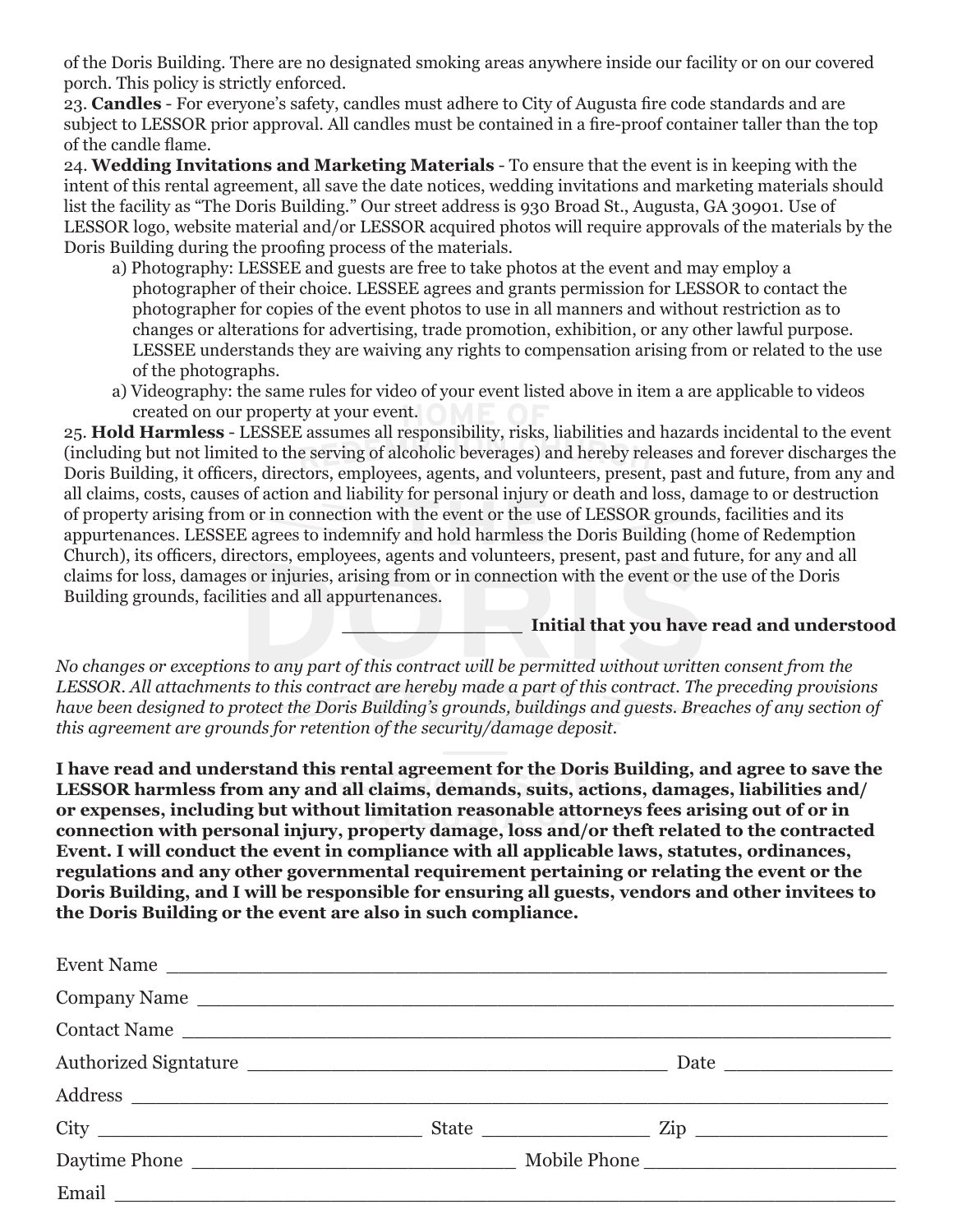of the Doris Building. There are no designated smoking areas anywhere inside our facility or on our covered porch. This policy is strictly enforced.

23. **Candles** - For everyone's safety, candles must adhere to City of Augusta fire code standards and are subject to LESSOR prior approval. All candles must be contained in a fire-proof container taller than the top of the candle flame.

24. **Wedding Invitations and Marketing Materials** - To ensure that the event is in keeping with the intent of this rental agreement, all save the date notices, wedding invitations and marketing materials should list the facility as "The Doris Building." Our street address is 930 Broad St., Augusta, GA 30901. Use of LESSOR logo, website material and/or LESSOR acquired photos will require approvals of the materials by the Doris Building during the proofing process of the materials.

   a) Photography: LESSEE and guests are free to take photos at the event and may employ a photographer of their choice. LESSEE agrees and grants permission for LESSOR to contact the photographer for copies of the event photos to use in all manners and without restriction as to changes or alterations for advertising, trade promotion, exhibition, or any other lawful purpose. LESSEE understands they are waiving any rights to compensation arising from or related to the use of the photographs.

   a) Videography: the same rules for video of your event listed above in item a are applicable to videos created on our property at your event.

25. **Hold Harmless** - LESSEE assumes all responsibility, risks, liabilities and hazards incidental to the event (including but not limited to the serving of alcoholic beverages) and hereby releases and forever discharges the Doris Building, it officers, directors, employees, agents, and volunteers, present, past and future, from any and all claims, costs, causes of action and liability for personal injury or death and loss, damage to or destruction of property arising from or in connection with the event or the use of LESSOR grounds, facilities and its appurtenances. LESSEE agrees to indemnify and hold harmless the Doris Building (home of Redemption Church), its officers, directors, employees, agents and volunteers, present, past and future, for any and all claims for loss, damages or injuries, arising from or in connection with the event or the use of the Doris Building grounds, facilities and all appurtenances.

_______________ **Initial that you have read and understood**

*No changes or exceptions to any part of this contract will be permitted without written consent from the LESSOR. All attachments to this contract are hereby made a part of this contract. The preceding provisions have been designed to protect the Doris Building's grounds, buildings and guests. Breaches of any section of this agreement are grounds for retention of the security/damage deposit.*

**I have read and understand this rental agreement for the Doris Building, and agree to save the LESSOR harmless from any and all claims, demands, suits, actions, damages, liabilities and/or expenses, including but without limitation reasonable attorneys fees arising out of or in connection with personal injury, property damage, loss and/or theft related to the contracted Event. I will conduct the event in compliance with all applicable laws, statutes, ordinances, regulations and any other governmental requirement pertaining or relating the event or the Doris Building, and I will be responsible for ensuring all guests, vendors and other invitees to the Doris Building or the event are also in such compliance.**

Event Name ______________________________________________________________

Company Name ____________________________________________________________

Contact Name _____________________________________________________________

Authorized Signtature ____________________________________ Date _______________

Address _________________________________________________________________

City ____________________________ State _______________ Zip _________________

Daytime Phone __________________________ Mobile Phone ______________________

Email ___________________________________________________________________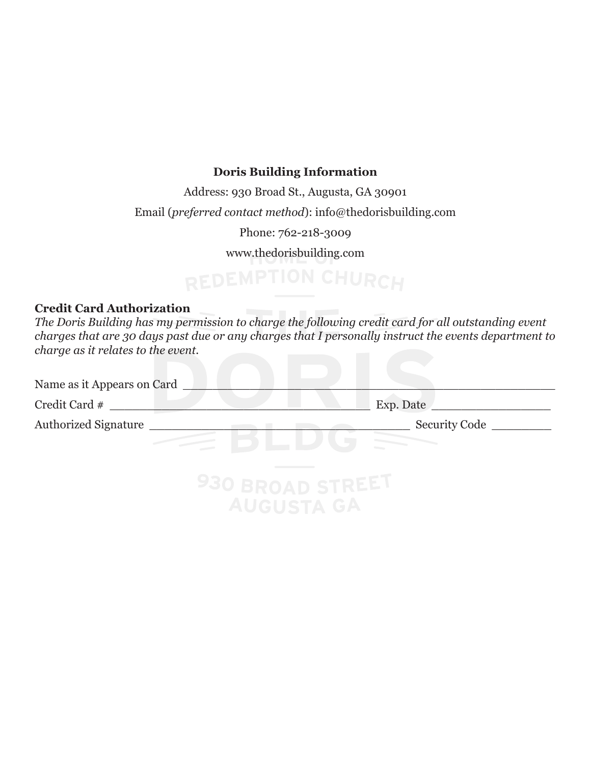**Doris Building Information**

Address: 930 Broad St., Augusta, GA 30901

Email (*preferred contact method*): info@thedorisbuilding.com

Phone: 762-218-3009

www.thedorisbuilding.com

**Credit Card Authorization**

*The Doris Building has my permission to charge the following credit card for all outstanding event charges that are 30 days past due or any charges that I personally instruct the events department to charge as it relates to the event.*

Name as it Appears on Card ________________________________________________

Credit Card # __________________________________ Exp. Date ________________

Authorized Signature __________________________________ Security Code ________